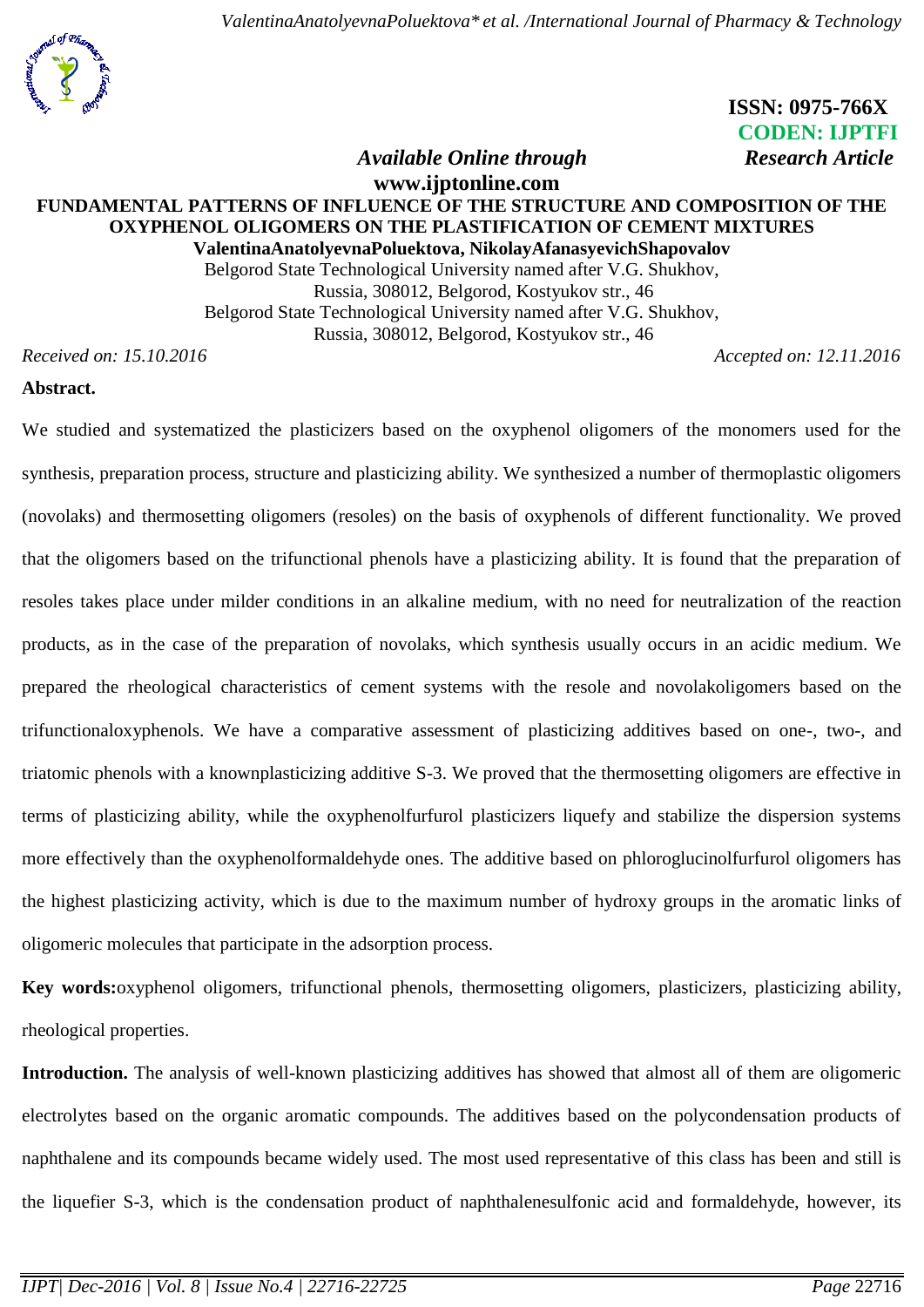ISSN: 0975-766X
CODEN: IJPTFI

*Available Online through* *Research Article*

**www.ijptonline.com**

# FUNDAMENTAL PATTERNS OF INFLUENCE OF THE STRUCTURE AND COMPOSITION OF THE OXYPHENOL OLIGOMERS ON THE PLASTIFICATION OF CEMENT MIXTURES

**ValentinaAnatolyevnaPoluektova, NikolayAfanasyevichShapovalov**

Belgorod State Technological University named after V.G. Shukhov,
Russia, 308012, Belgorod, Kostyukov str., 46
Belgorod State Technological University named after V.G. Shukhov,
Russia, 308012, Belgorod, Kostyukov str., 46

*Received on: 15.10.2016* *Accepted on: 12.11.2016*

**Abstract.**

We studied and systematized the plasticizers based on the oxyphenol oligomers of the monomers used for the synthesis, preparation process, structure and plasticizing ability. We synthesized a number of thermoplastic oligomers (novolaks) and thermosetting oligomers (resoles) on the basis of oxyphenols of different functionality. We proved that the oligomers based on the trifunctional phenols have a plasticizing ability. It is found that the preparation of resoles takes place under milder conditions in an alkaline medium, with no need for neutralization of the reaction products, as in the case of the preparation of novolaks, which synthesis usually occurs in an acidic medium. We prepared the rheological characteristics of cement systems with the resole and novolakoligomers based on the trifunctionaloxyphenols. We have a comparative assessment of plasticizing additives based on one-, two-, and triatomic phenols with a knownplasticizing additive S-3. We proved that the thermosetting oligomers are effective in terms of plasticizing ability, while the oxyphenolfurfurol plasticizers liquefy and stabilize the dispersion systems more effectively than the oxyphenolformaldehyde ones. The additive based on phloroglucinolfurfurol oligomers has the highest plasticizing activity, which is due to the maximum number of hydroxy groups in the aromatic links of oligomeric molecules that participate in the adsorption process.

**Key words:** oxyphenol oligomers, trifunctional phenols, thermosetting oligomers, plasticizers, plasticizing ability, rheological properties.

**Introduction.** The analysis of well-known plasticizing additives has showed that almost all of them are oligomeric electrolytes based on the organic aromatic compounds. The additives based on the polycondensation products of naphthalene and its compounds became widely used. The most used representative of this class has been and still is the liquefier S-3, which is the condensation product of naphthalenesulfonic acid and formaldehyde, however, its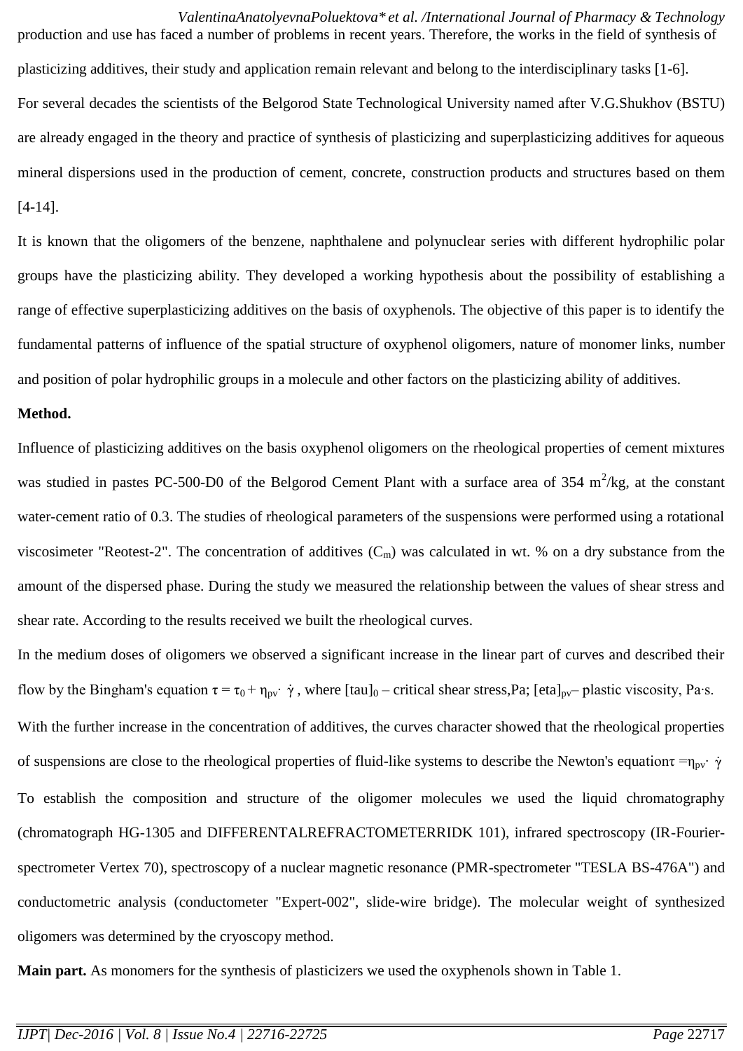production and use has faced a number of problems in recent years. Therefore, the works in the field of synthesis of plasticizing additives, their study and application remain relevant and belong to the interdisciplinary tasks [1-6].

For several decades the scientists of the Belgorod State Technological University named after V.G.Shukhov (BSTU) are already engaged in the theory and practice of synthesis of plasticizing and superplasticizing additives for aqueous mineral dispersions used in the production of cement, concrete, construction products and structures based on them [4-14].

It is known that the oligomers of the benzene, naphthalene and polynuclear series with different hydrophilic polar groups have the plasticizing ability. They developed a working hypothesis about the possibility of establishing a range of effective superplasticizing additives on the basis of oxyphenols. The objective of this paper is to identify the fundamental patterns of influence of the spatial structure of oxyphenol oligomers, nature of monomer links, number and position of polar hydrophilic groups in a molecule and other factors on the plasticizing ability of additives.

**Method.**

Influence of plasticizing additives on the basis oxyphenol oligomers on the rheological properties of cement mixtures was studied in pastes PC-500-D0 of the Belgorod Cement Plant with a surface area of 354 $m^2$/kg, at the constant water-cement ratio of 0.3. The studies of rheological parameters of the suspensions were performed using a rotational viscosimeter "Reotest-2". The concentration of additives ($C_m$) was calculated in wt. % on a dry substance from the amount of the dispersed phase. During the study we measured the relationship between the values of shear stress and shear rate. According to the results received we built the rheological curves.

In the medium doses of oligomers we observed a significant increase in the linear part of curves and described their flow by the Bingham's equation $\tau = \tau_0 + \eta_{pv} \cdot \dot{\gamma}$, where $\tau_0$ – critical shear stress,Pa; $\eta_{pv}$– plastic viscosity, Pa·s.

With the further increase in the concentration of additives, the curves character showed that the rheological properties of suspensions are close to the rheological properties of fluid-like systems to describe the Newton's equation $\tau = \eta_{pv} \cdot \dot{\gamma}$

To establish the composition and structure of the oligomer molecules we used the liquid chromatography (chromatograph HG-1305 and DIFFERENTALREFRACTOMETERRIDK 101), infrared spectroscopy (IR-Fourier-spectrometer Vertex 70), spectroscopy of a nuclear magnetic resonance (PMR-spectrometer "TESLA BS-476A") and conductometric analysis (conductometer "Expert-002", slide-wire bridge). The molecular weight of synthesized oligomers was determined by the cryoscopy method.

**Main part.** As monomers for the synthesis of plasticizers we used the oxyphenols shown in Table 1.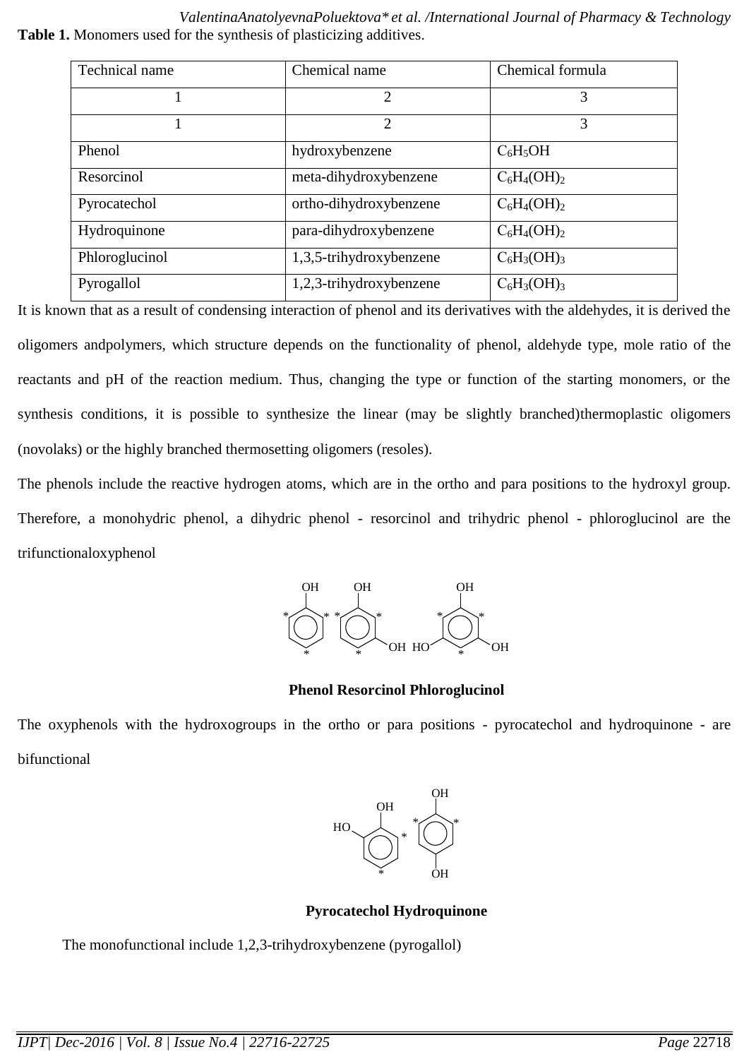**Table 1.** Monomers used for the synthesis of plasticizing additives.

| Technical name | Chemical name | Chemical formula |
|---|---|---|
| 1 | 2 | 3 |
| 1 | 2 | 3 |
| Phenol | hydroxybenzene | $C_6H_5OH$ |
| Resorcinol | meta-dihydroxybenzene | $C_6H_4(OH)_2$ |
| Pyrocatechol | ortho-dihydroxybenzene | $C_6H_4(OH)_2$ |
| Hydroquinone | para-dihydroxybenzene | $C_6H_4(OH)_2$ |
| Phloroglucinol | 1,3,5-trihydroxybenzene | $C_6H_3(OH)_3$ |
| Pyrogallol | 1,2,3-trihydroxybenzene | $C_6H_3(OH)_3$ |

It is known that as a result of condensing interaction of phenol and its derivatives with the aldehydes, it is derived the oligomers andpolymers, which structure depends on the functionality of phenol, aldehyde type, mole ratio of the reactants and pH of the reaction medium. Thus, changing the type or function of the starting monomers, or the synthesis conditions, it is possible to synthesize the linear (may be slightly branched)thermoplastic oligomers (novolaks) or the highly branched thermosetting oligomers (resoles).

The phenols include the reactive hydrogen atoms, which are in the ortho and para positions to the hydroxyl group. Therefore, a monohydric phenol, a dihydric phenol - resorcinol and trihydric phenol - phloroglucinol are the trifunctionaloxyphenol

**Phenol Resorcinol Phloroglucinol**

The oxyphenols with the hydroxogroups in the ortho or para positions - pyrocatechol and hydroquinone - are bifunctional

**Pyrocatechol Hydroquinone**

The monofunctional include 1,2,3-trihydroxybenzene (pyrogallol)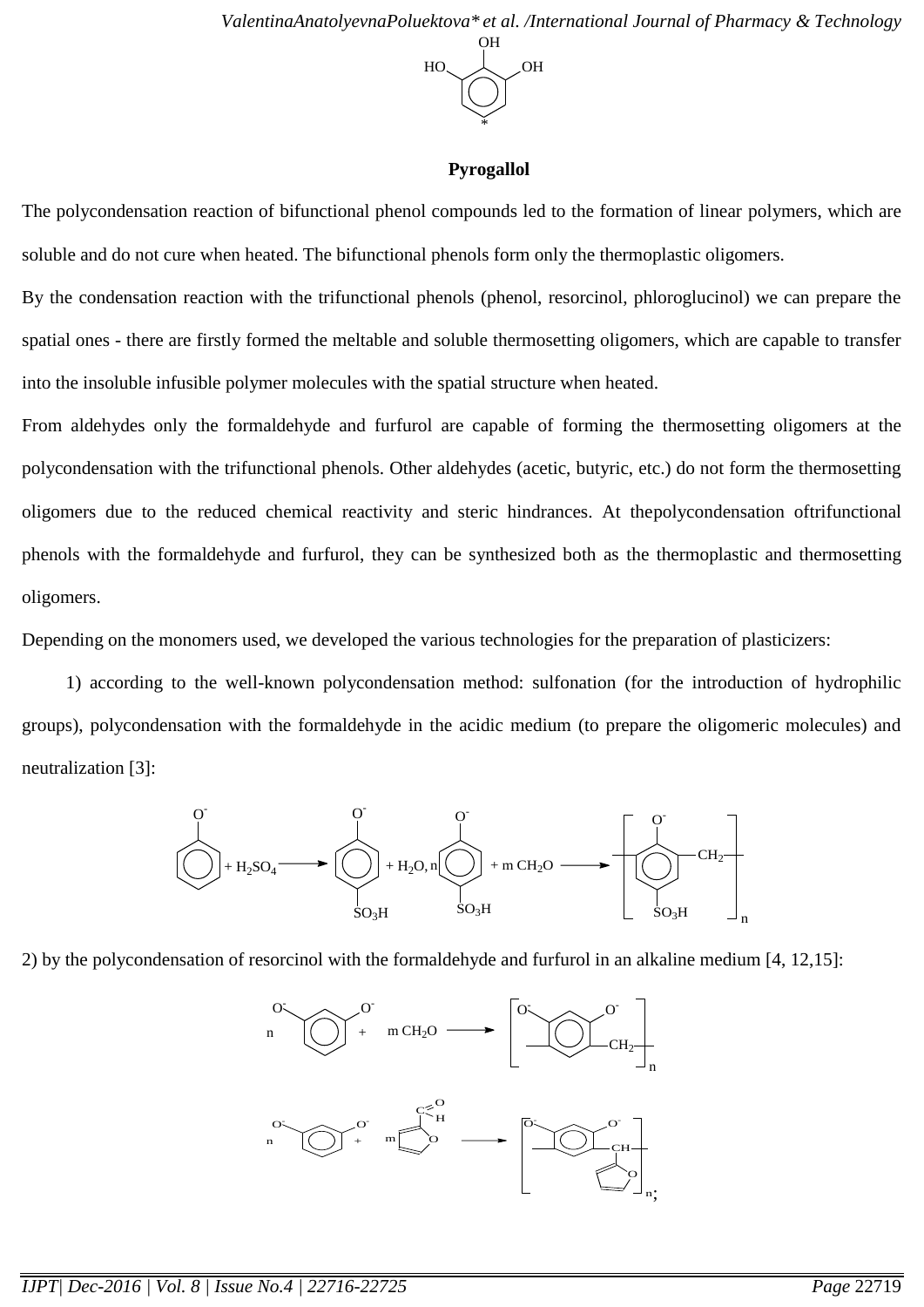**Pyrogallol**

The polycondensation reaction of bifunctional phenol compounds led to the formation of linear polymers, which are soluble and do not cure when heated. The bifunctional phenols form only the thermoplastic oligomers.

By the condensation reaction with the trifunctional phenols (phenol, resorcinol, phloroglucinol) we can prepare the spatial ones - there are firstly formed the meltable and soluble thermosetting oligomers, which are capable to transfer into the insoluble infusible polymer molecules with the spatial structure when heated.

From aldehydes only the formaldehyde and furfurol are capable of forming the thermosetting oligomers at the polycondensation with the trifunctional phenols. Other aldehydes (acetic, butyric, etc.) do not form the thermosetting oligomers due to the reduced chemical reactivity and steric hindrances. At thepolycondensation oftrifunctional phenols with the formaldehyde and furfurol, they can be synthesized both as the thermoplastic and thermosetting oligomers.

Depending on the monomers used, we developed the various technologies for the preparation of plasticizers:

1) according to the well-known polycondensation method: sulfonation (for the introduction of hydrophilic groups), polycondensation with the formaldehyde in the acidic medium (to prepare the oligomeric molecules) and neutralization [3]:

$$C_6H_5O^- + H_2SO_4 \longrightarrow O^-C_6H_4SO_3H + H_2O, \quad n\, O^-C_6H_4SO_3H + m\, CH_2O \longrightarrow [-C_6H_2(O^-)(SO_3H)-CH_2-]_n$$

2) by the polycondensation of resorcinol with the formaldehyde and furfurol in an alkaline medium [4, 12,15]:

$$n\, C_6H_4(O^-)_2 + m\, CH_2O \longrightarrow [-C_6H_2(O^-)_2-CH_2-]_n$$

$$n\, C_6H_4(O^-)_2 + m\, C_4H_3O-CHO \longrightarrow [-C_6H_2(O^-)_2-CH(C_4H_3O)-]_n;$$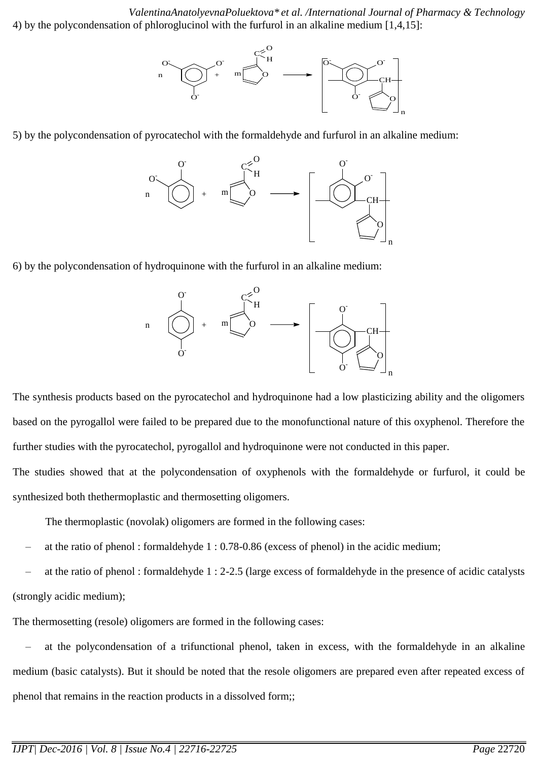4) by the polycondensation of phloroglucinol with the furfurol in an alkaline medium [1,4,15]:

5) by the polycondensation of pyrocatechol with the formaldehyde and furfurol in an alkaline medium:

6) by the polycondensation of hydroquinone with the furfurol in an alkaline medium:

The synthesis products based on the pyrocatechol and hydroquinone had a low plasticizing ability and the oligomers based on the pyrogallol were failed to be prepared due to the monofunctional nature of this oxyphenol. Therefore the further studies with the pyrocatechol, pyrogallol and hydroquinone were not conducted in this paper.

The studies showed that at the polycondensation of oxyphenols with the formaldehyde or furfurol, it could be synthesized both thethermoplastic and thermosetting oligomers.

The thermoplastic (novolak) oligomers are formed in the following cases:

– at the ratio of phenol : formaldehyde 1 : 0.78-0.86 (excess of phenol) in the acidic medium;

– at the ratio of phenol : formaldehyde 1 : 2-2.5 (large excess of formaldehyde in the presence of acidic catalysts (strongly acidic medium);

The thermosetting (resole) oligomers are formed in the following cases:

– at the polycondensation of a trifunctional phenol, taken in excess, with the formaldehyde in an alkaline medium (basic catalysts). But it should be noted that the resole oligomers are prepared even after repeated excess of phenol that remains in the reaction products in a dissolved form;;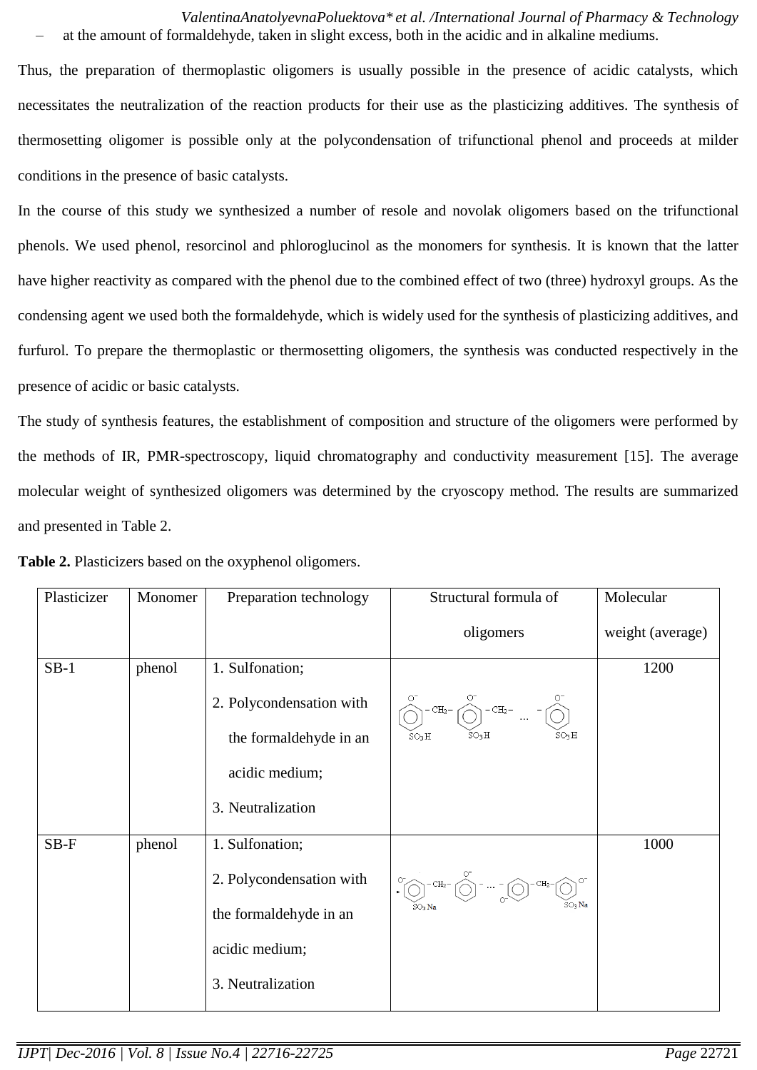– at the amount of formaldehyde, taken in slight excess, both in the acidic and in alkaline mediums.

Thus, the preparation of thermoplastic oligomers is usually possible in the presence of acidic catalysts, which necessitates the neutralization of the reaction products for their use as the plasticizing additives. The synthesis of thermosetting oligomer is possible only at the polycondensation of trifunctional phenol and proceeds at milder conditions in the presence of basic catalysts.

In the course of this study we synthesized a number of resole and novolak oligomers based on the trifunctional phenols. We used phenol, resorcinol and phloroglucinol as the monomers for synthesis. It is known that the latter have higher reactivity as compared with the phenol due to the combined effect of two (three) hydroxyl groups. As the condensing agent we used both the formaldehyde, which is widely used for the synthesis of plasticizing additives, and furfurol. To prepare the thermoplastic or thermosetting oligomers, the synthesis was conducted respectively in the presence of acidic or basic catalysts.

The study of synthesis features, the establishment of composition and structure of the oligomers were performed by the methods of IR, PMR-spectroscopy, liquid chromatography and conductivity measurement [15]. The average molecular weight of synthesized oligomers was determined by the cryoscopy method. The results are summarized and presented in Table 2.

**Table 2.** Plasticizers based on the oxyphenol oligomers.

| Plasticizer | Monomer | Preparation technology | Structural formula of oligomers | Molecular weight (average) |
|---|---|---|---|---|
| SB-1 | phenol | 1. Sulfonation;<br>2. Polycondensation with the formaldehyde in an acidic medium;<br>3. Neutralization | $O^-$–C₆H₃($SO_3H$)–$CH_2$–C₆H₂($O^-$)($SO_3H$)–$CH_2$– ... –C₆H₃($O^-$)($SO_3H$) | 1200 |
| SB-F | phenol | 1. Sulfonation;<br>2. Polycondensation with the formaldehyde in an acidic medium;<br>3. Neutralization | $O^-$–C₆H₃($SO_3Na$)–$CH_2$–C₆H₄($O^-$)– ... –C₆H₄($O^-$)–$CH_2$–C₆H₃($O^-$)($SO_3Na$) | 1000 |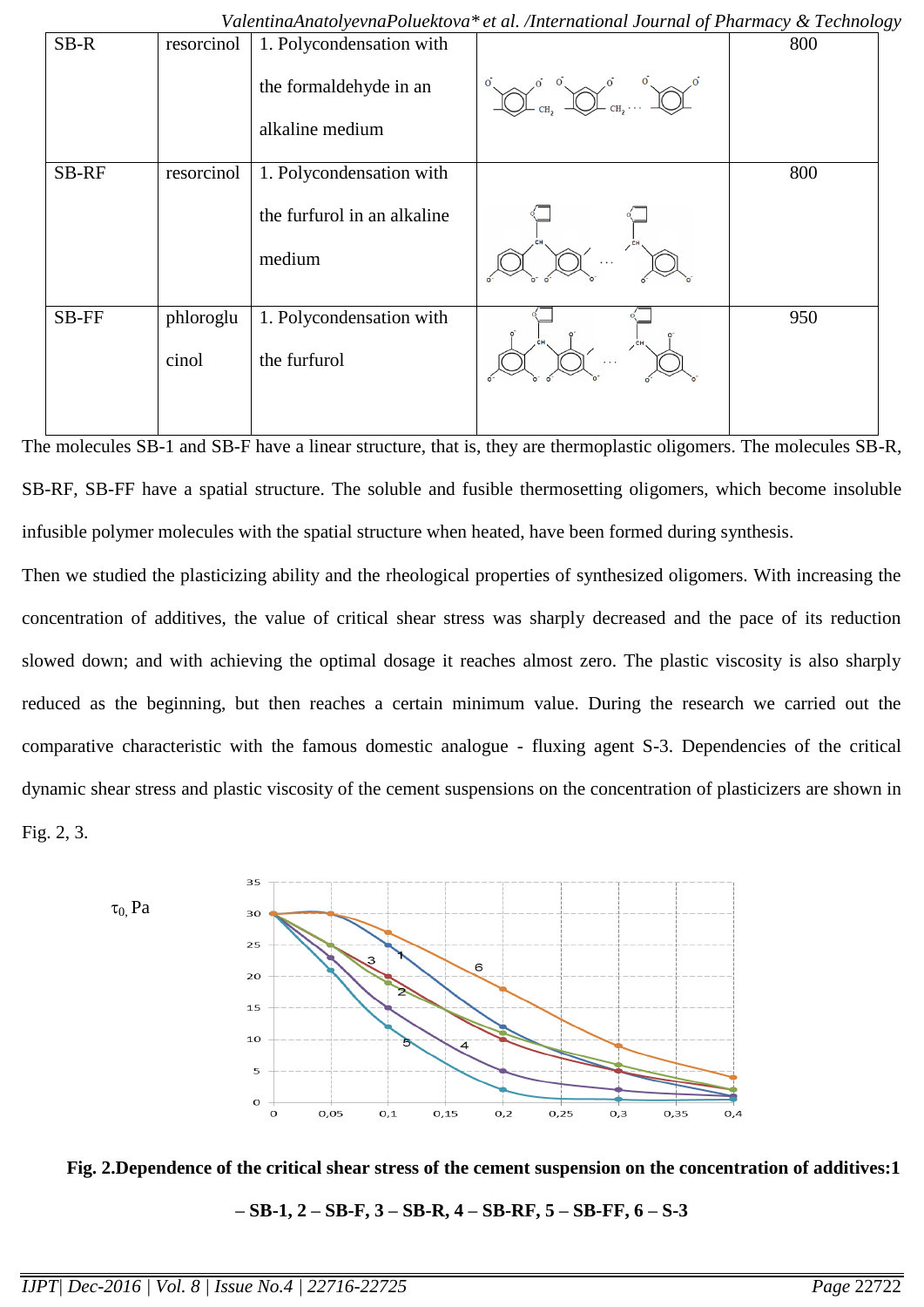| SB-R | resorcinol | 1. Polycondensation with the formaldehyde in an alkaline medium | | 800 |
|---|---|---|---|---|
| SB-RF | resorcinol | 1. Polycondensation with the furfurol in an alkaline medium | | 800 |
| SB-FF | phloroglucinol | 1. Polycondensation with the furfurol | | 950 |

The molecules SB-1 and SB-F have a linear structure, that is, they are thermoplastic oligomers. The molecules SB-R, SB-RF, SB-FF have a spatial structure. The soluble and fusible thermosetting oligomers, which become insoluble infusible polymer molecules with the spatial structure when heated, have been formed during synthesis.

Then we studied the plasticizing ability and the rheological properties of synthesized oligomers. With increasing the concentration of additives, the value of critical shear stress was sharply decreased and the pace of its reduction slowed down; and with achieving the optimal dosage it reaches almost zero. The plastic viscosity is also sharply reduced as the beginning, but then reaches a certain minimum value. During the research we carried out the comparative characteristic with the famous domestic analogue - fluxing agent S-3. Dependencies of the critical dynamic shear stress and plastic viscosity of the cement suspensions on the concentration of plasticizers are shown in Fig. 2, 3.

**Fig. 2.Dependence of the critical shear stress of the cement suspension on the concentration of additives:1 – SB-1, 2 – SB-F, 3 – SB-R, 4 – SB-RF, 5 – SB-FF, 6 – S-3**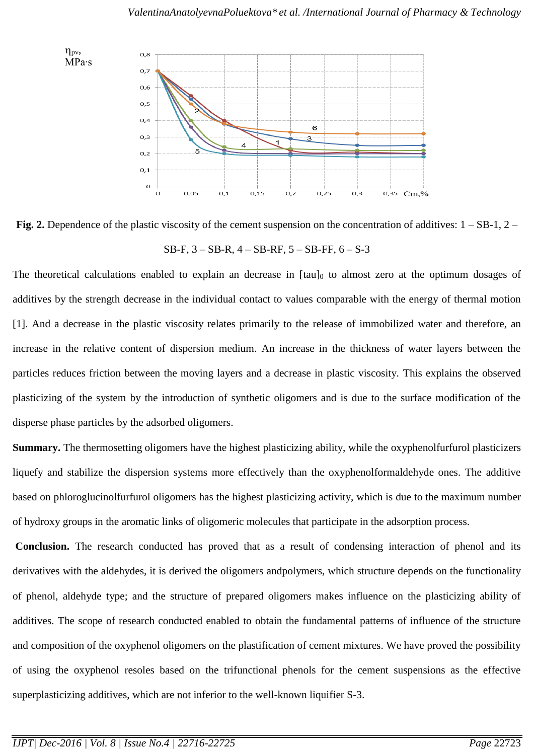**Fig. 2.** Dependence of the plastic viscosity of the cement suspension on the concentration of additives: 1 – SB-1, 2 – SB-F, 3 – SB-R, 4 – SB-RF, 5 – SB-FF, 6 – S-3

The theoretical calculations enabled to explain an decrease in $[\tau]_0$ to almost zero at the optimum dosages of additives by the strength decrease in the individual contact to values comparable with the energy of thermal motion [1]. And a decrease in the plastic viscosity relates primarily to the release of immobilized water and therefore, an increase in the relative content of dispersion medium. An increase in the thickness of water layers between the particles reduces friction between the moving layers and a decrease in plastic viscosity. This explains the observed plasticizing of the system by the introduction of synthetic oligomers and is due to the surface modification of the disperse phase particles by the adsorbed oligomers.

**Summary.** The thermosetting oligomers have the highest plasticizing ability, while the oxyphenolfurfurol plasticizers liquefy and stabilize the dispersion systems more effectively than the oxyphenolformaldehyde ones. The additive based on phloroglucinolfurfurol oligomers has the highest plasticizing activity, which is due to the maximum number of hydroxy groups in the aromatic links of oligomeric molecules that participate in the adsorption process.

**Conclusion.** The research conducted has proved that as a result of condensing interaction of phenol and its derivatives with the aldehydes, it is derived the oligomers andpolymers, which structure depends on the functionality of phenol, aldehyde type; and the structure of prepared oligomers makes influence on the plasticizing ability of additives. The scope of research conducted enabled to obtain the fundamental patterns of influence of the structure and composition of the oxyphenol oligomers on the plastification of cement mixtures. We have proved the possibility of using the oxyphenol resoles based on the trifunctional phenols for the cement suspensions as the effective superplasticizing additives, which are not inferior to the well-known liquifier S-3.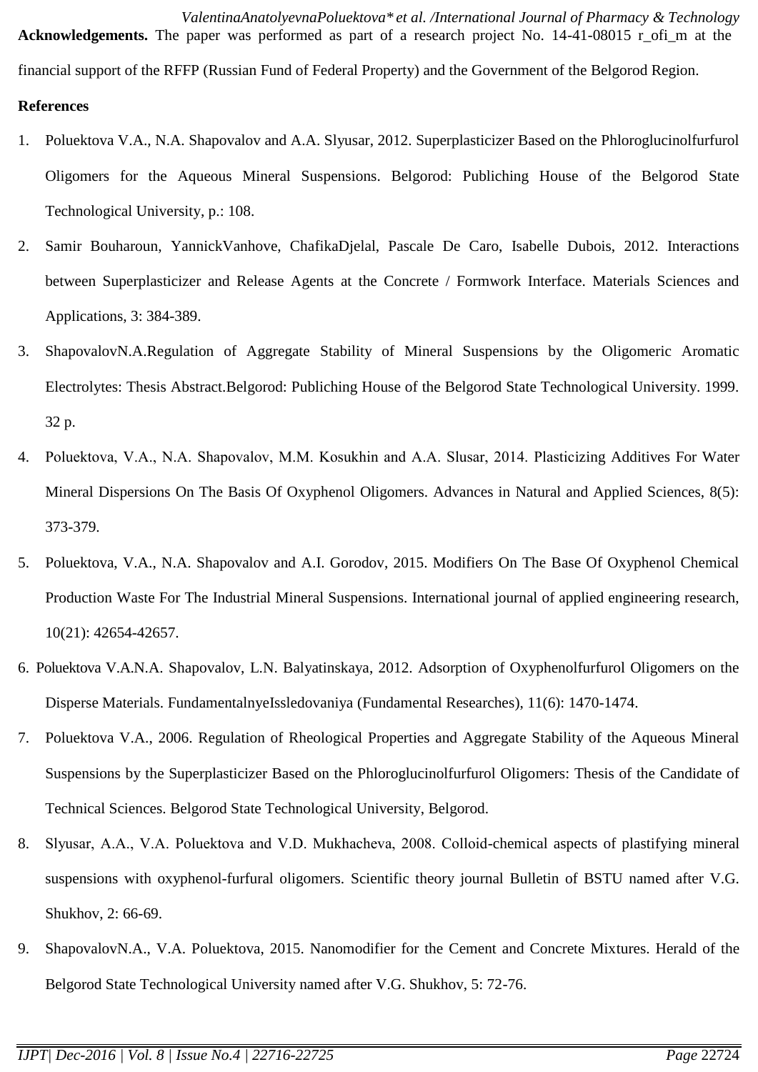**Acknowledgements.** The paper was performed as part of a research project No. 14-41-08015 r_ofi_m at the financial support of the RFFP (Russian Fund of Federal Property) and the Government of the Belgorod Region.

**References**

1. Poluektova V.A., N.A. Shapovalov and A.A. Slyusar, 2012. Superplasticizer Based on the Phloroglucinolfurfurol Oligomers for the Aqueous Mineral Suspensions. Belgorod: Publiching House of the Belgorod State Technological University, p.: 108.
2. Samir Bouharoun, YannickVanhove, ChafikaDjelal, Pascale De Caro, Isabelle Dubois, 2012. Interactions between Superplasticizer and Release Agents at the Concrete / Formwork Interface. Materials Sciences and Applications, 3: 384-389.
3. ShapovalovN.A.Regulation of Aggregate Stability of Mineral Suspensions by the Oligomeric Aromatic Electrolytes: Thesis Abstract.Belgorod: Publiching House of the Belgorod State Technological University. 1999. 32 p.
4. Poluektova, V.A., N.A. Shapovalov, M.M. Kosukhin and A.A. Slusar, 2014. Plasticizing Additives For Water Mineral Dispersions On The Basis Of Oxyphenol Oligomers. Advances in Natural and Applied Sciences, 8(5): 373-379.
5. Poluektova, V.A., N.A. Shapovalov and A.I. Gorodov, 2015. Modifiers On The Base Of Oxyphenol Chemical Production Waste For The Industrial Mineral Suspensions. International journal of applied engineering research, 10(21): 42654-42657.
6. Poluektova V.A.N.A. Shapovalov, L.N. Balyatinskaya, 2012. Adsorption of Oxyphenolfurfurol Oligomers on the Disperse Materials. FundamentalnyeIssledovaniya (Fundamental Researches), 11(6): 1470-1474.
7. Poluektova V.A., 2006. Regulation of Rheological Properties and Aggregate Stability of the Aqueous Mineral Suspensions by the Superplasticizer Based on the Phloroglucinolfurfurol Oligomers: Thesis of the Candidate of Technical Sciences. Belgorod State Technological University, Belgorod.
8. Slyusar, A.A., V.A. Poluektova and V.D. Mukhacheva, 2008. Colloid-chemical aspects of plastifying mineral suspensions with oxyphenol-furfural oligomers. Scientific theory journal Bulletin of BSTU named after V.G. Shukhov, 2: 66-69.
9. ShapovalovN.A., V.A. Poluektova, 2015. Nanomodifier for the Cement and Concrete Mixtures. Herald of the Belgorod State Technological University named after V.G. Shukhov, 5: 72-76.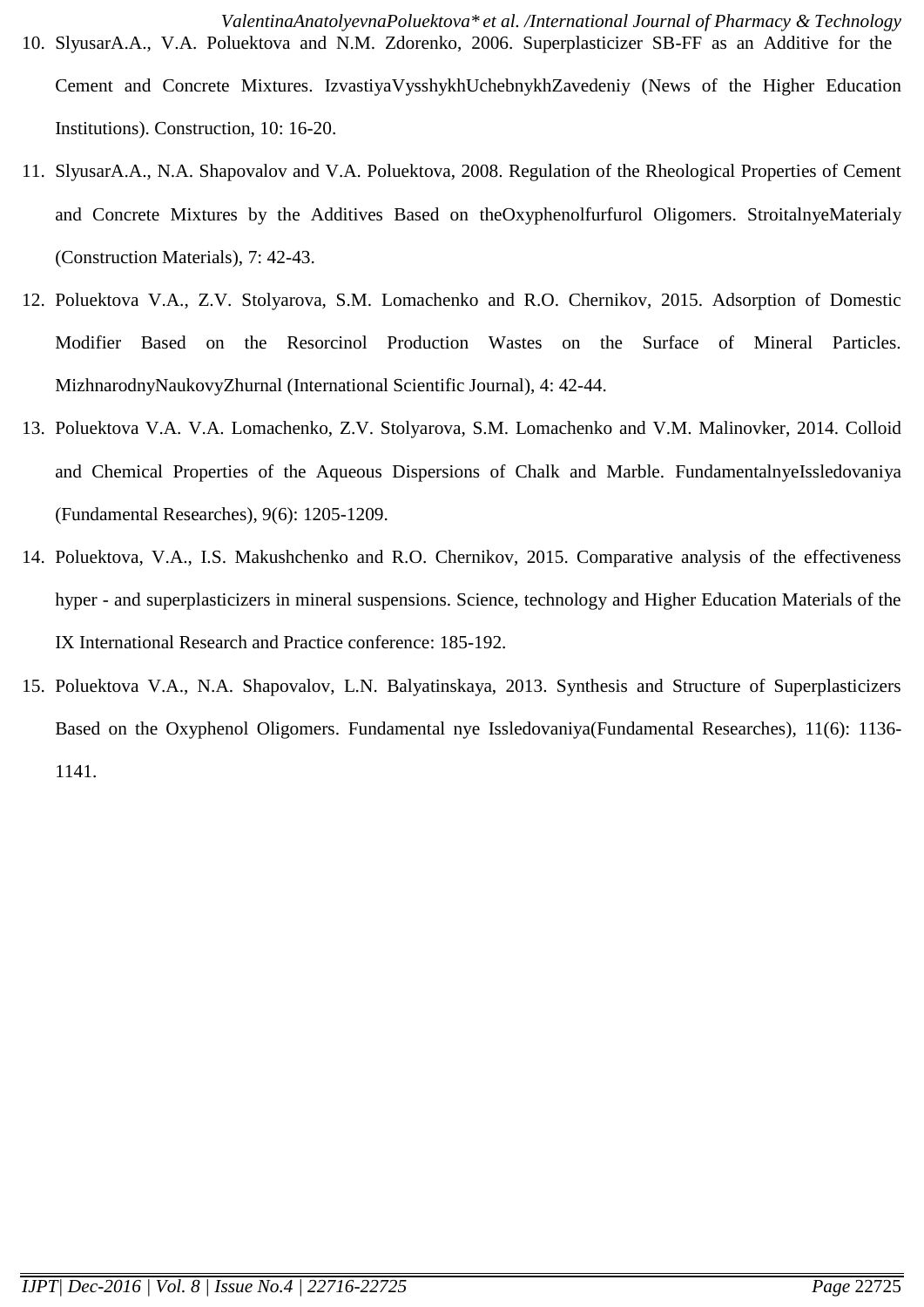10. SlyusarA.A., V.A. Poluektova and N.M. Zdorenko, 2006. Superplasticizer SB-FF as an Additive for the Cement and Concrete Mixtures. IzvastiyaVysshykhUchebnykhZavedeniy (News of the Higher Education Institutions). Construction, 10: 16-20.
11. SlyusarA.A., N.A. Shapovalov and V.A. Poluektova, 2008. Regulation of the Rheological Properties of Cement and Concrete Mixtures by the Additives Based on theOxyphenolfurfurol Oligomers. StroitalnyeMaterialy (Construction Materials), 7: 42-43.
12. Poluektova V.A., Z.V. Stolyarova, S.M. Lomachenko and R.O. Chernikov, 2015. Adsorption of Domestic Modifier Based on the Resorcinol Production Wastes on the Surface of Mineral Particles. MizhnarodnyNaukovyZhurnal (International Scientific Journal), 4: 42-44.
13. Poluektova V.A. V.A. Lomachenko, Z.V. Stolyarova, S.M. Lomachenko and V.M. Malinovker, 2014. Colloid and Chemical Properties of the Aqueous Dispersions of Chalk and Marble. FundamentalnyeIssledovaniya (Fundamental Researches), 9(6): 1205-1209.
14. Poluektova, V.A., I.S. Makushchenko and R.O. Chernikov, 2015. Comparative analysis of the effectiveness hyper - and superplasticizers in mineral suspensions. Science, technology and Higher Education Materials of the IX International Research and Practice conference: 185-192.
15. Poluektova V.A., N.A. Shapovalov, L.N. Balyatinskaya, 2013. Synthesis and Structure of Superplasticizers Based on the Oxyphenol Oligomers. Fundamental nye Issledovaniya(Fundamental Researches), 11(6): 1136-1141.